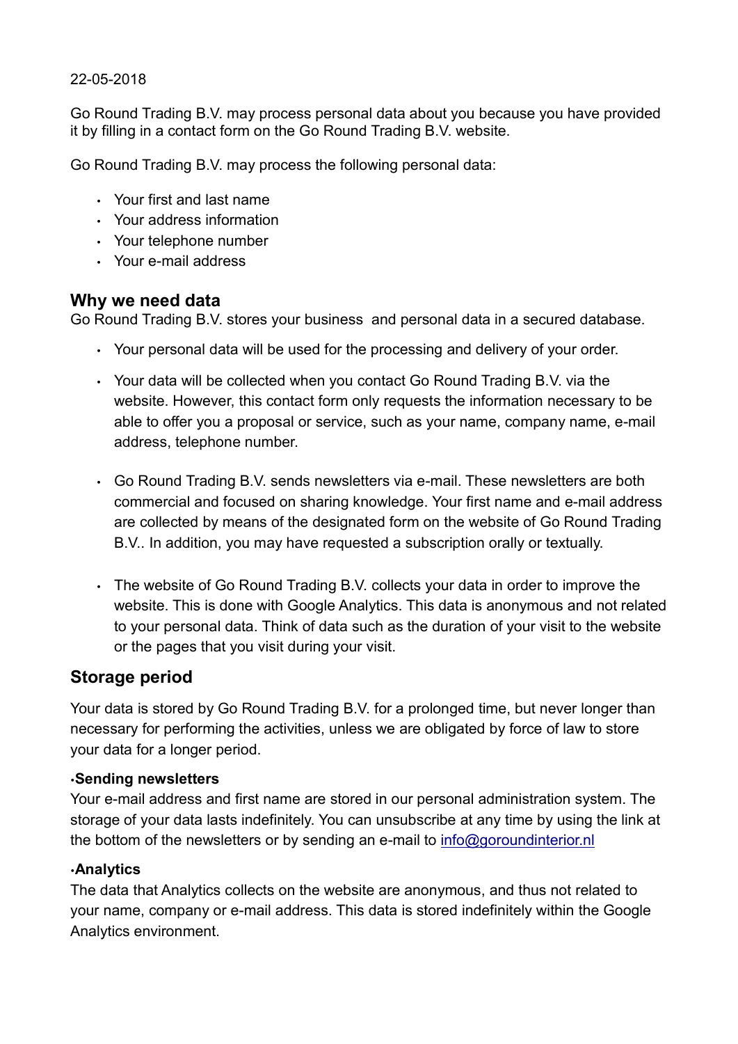22-05-2018

Go Round Trading B.V. may process personal data about you because you have provided it by filling in a contact form on the Go Round Trading B.V. website.

Go Round Trading B.V. may process the following personal data:

- Your first and last name
- Your address information
- Your telephone number
- Your e-mail address

## Why we need data

Go Round Trading B.V. stores your business and personal data in a secured database.

- Your personal data will be used for the processing and delivery of your order.
- Your data will be collected when you contact Go Round Trading B.V. via the website. However, this contact form only requests the information necessary to be able to offer you a proposal or service, such as your name, company name, e-mail address, telephone number.
- Go Round Trading B.V. sends newsletters via e-mail. These newsletters are both commercial and focused on sharing knowledge. Your first name and e-mail address are collected by means of the designated form on the website of Go Round Trading B.V.. In addition, you may have requested a subscription orally or textually.
- The website of Go Round Trading B.V. collects your data in order to improve the website. This is done with Google Analytics. This data is anonymous and not related to your personal data. Think of data such as the duration of your visit to the website or the pages that you visit during your visit.

## Storage period

Your data is stored by Go Round Trading B.V. for a prolonged time, but never longer than necessary for performing the activities, unless we are obligated by force of law to store your data for a longer period.

**•Sending newsletters**

Your e-mail address and first name are stored in our personal administration system. The storage of your data lasts indefinitely. You can unsubscribe at any time by using the link at the bottom of the newsletters or by sending an e-mail to info@goroundinterior.nl

**•Analytics**

The data that Analytics collects on the website are anonymous, and thus not related to your name, company or e-mail address. This data is stored indefinitely within the Google Analytics environment.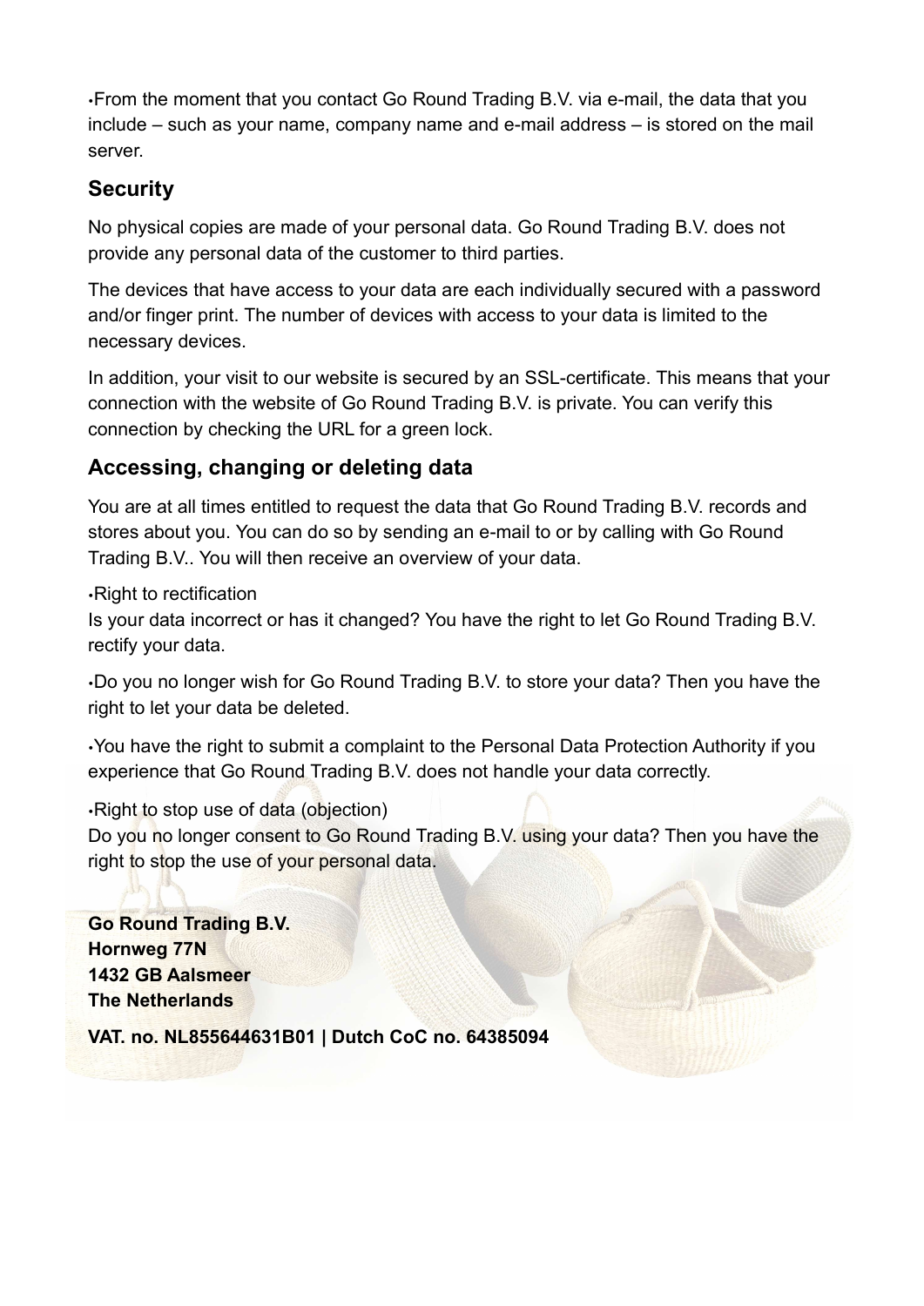•From the moment that you contact Go Round Trading B.V. via e-mail, the data that you include – such as your name, company name and e-mail address – is stored on the mail server.

## Security

No physical copies are made of your personal data. Go Round Trading B.V. does not provide any personal data of the customer to third parties.

The devices that have access to your data are each individually secured with a password and/or finger print. The number of devices with access to your data is limited to the necessary devices.

In addition, your visit to our website is secured by an SSL-certificate. This means that your connection with the website of Go Round Trading B.V. is private. You can verify this connection by checking the URL for a green lock.

## Accessing, changing or deleting data

You are at all times entitled to request the data that Go Round Trading B.V. records and stores about you. You can do so by sending an e-mail to or by calling with Go Round Trading B.V.. You will then receive an overview of your data.

•Right to rectification
Is your data incorrect or has it changed? You have the right to let Go Round Trading B.V. rectify your data.

•Do you no longer wish for Go Round Trading B.V. to store your data? Then you have the right to let your data be deleted.

•You have the right to submit a complaint to the Personal Data Protection Authority if you experience that Go Round Trading B.V. does not handle your data correctly.

•Right to stop use of data (objection)
Do you no longer consent to Go Round Trading B.V. using your data? Then you have the right to stop the use of your personal data.

**Go Round Trading B.V.**
**Hornweg 77N**
**1432 GB Aalsmeer**
**The Netherlands**

**VAT. no. NL855644631B01 | Dutch CoC no. 64385094**